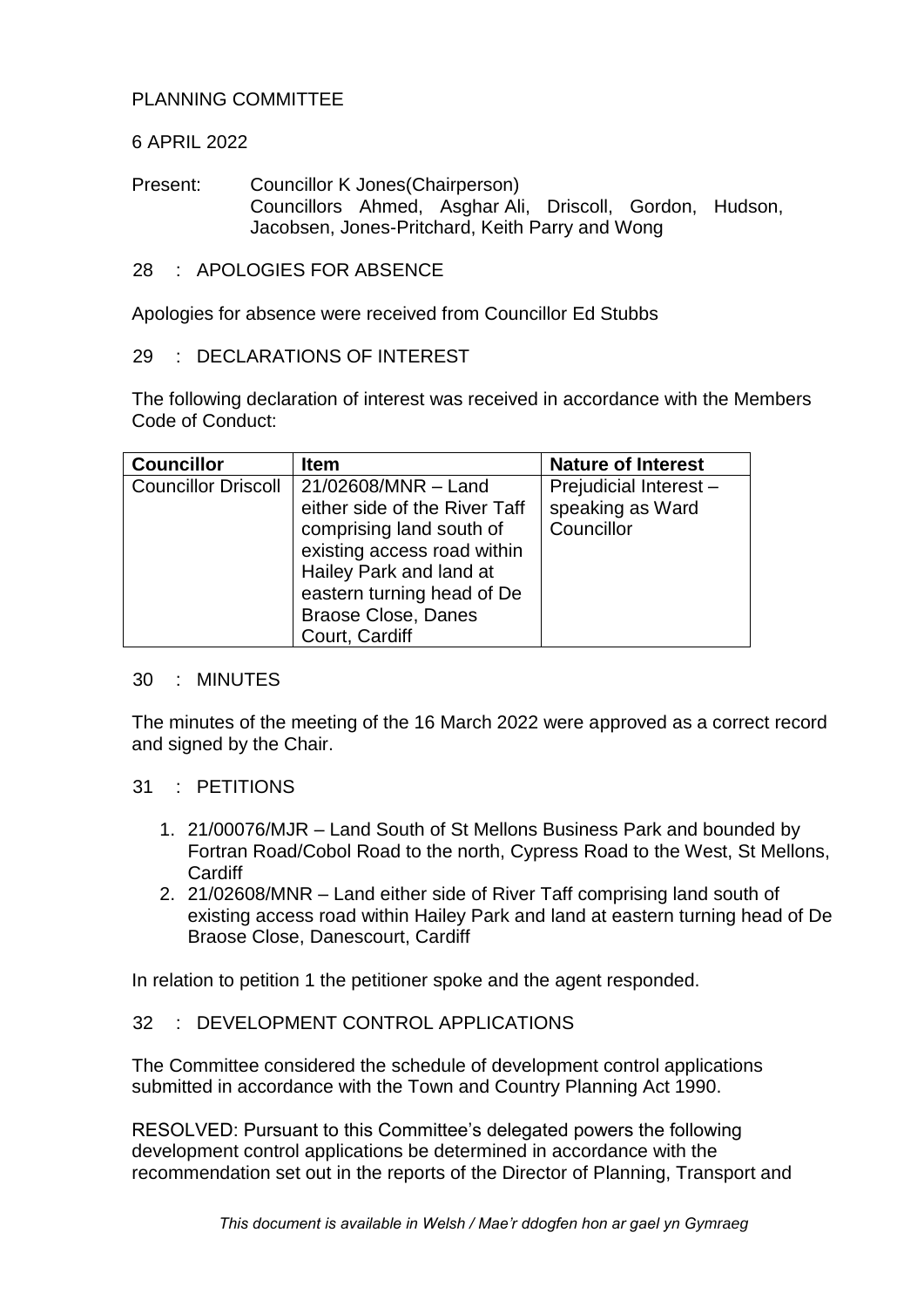# PLANNING COMMITTEE

6 APRIL 2022

Present: Councillor K Jones(Chairperson)
Councillors Ahmed, Asghar Ali, Driscoll, Gordon, Hudson, Jacobsen, Jones-Pritchard, Keith Parry and Wong

## 28 : APOLOGIES FOR ABSENCE

Apologies for absence were received from Councillor Ed Stubbs

## 29 : DECLARATIONS OF INTEREST

The following declaration of interest was received in accordance with the Members Code of Conduct:

| Councillor | Item | Nature of Interest |
|---|---|---|
| Councillor Driscoll | 21/02608/MNR – Land either side of the River Taff comprising land south of existing access road within Hailey Park and land at eastern turning head of De Braose Close, Danes Court, Cardiff | Prejudicial Interest – speaking as Ward Councillor |

## 30 : MINUTES

The minutes of the meeting of the 16 March 2022 were approved as a correct record and signed by the Chair.

## 31 : PETITIONS

1. 21/00076/MJR – Land South of St Mellons Business Park and bounded by Fortran Road/Cobol Road to the north, Cypress Road to the West, St Mellons, Cardiff
2. 21/02608/MNR – Land either side of River Taff comprising land south of existing access road within Hailey Park and land at eastern turning head of De Braose Close, Danescourt, Cardiff

In relation to petition 1 the petitioner spoke and the agent responded.

## 32 : DEVELOPMENT CONTROL APPLICATIONS

The Committee considered the schedule of development control applications submitted in accordance with the Town and Country Planning Act 1990.

RESOLVED: Pursuant to this Committee's delegated powers the following development control applications be determined in accordance with the recommendation set out in the reports of the Director of Planning, Transport and

*This document is available in Welsh / Mae'r ddogfen hon ar gael yn Gymraeg*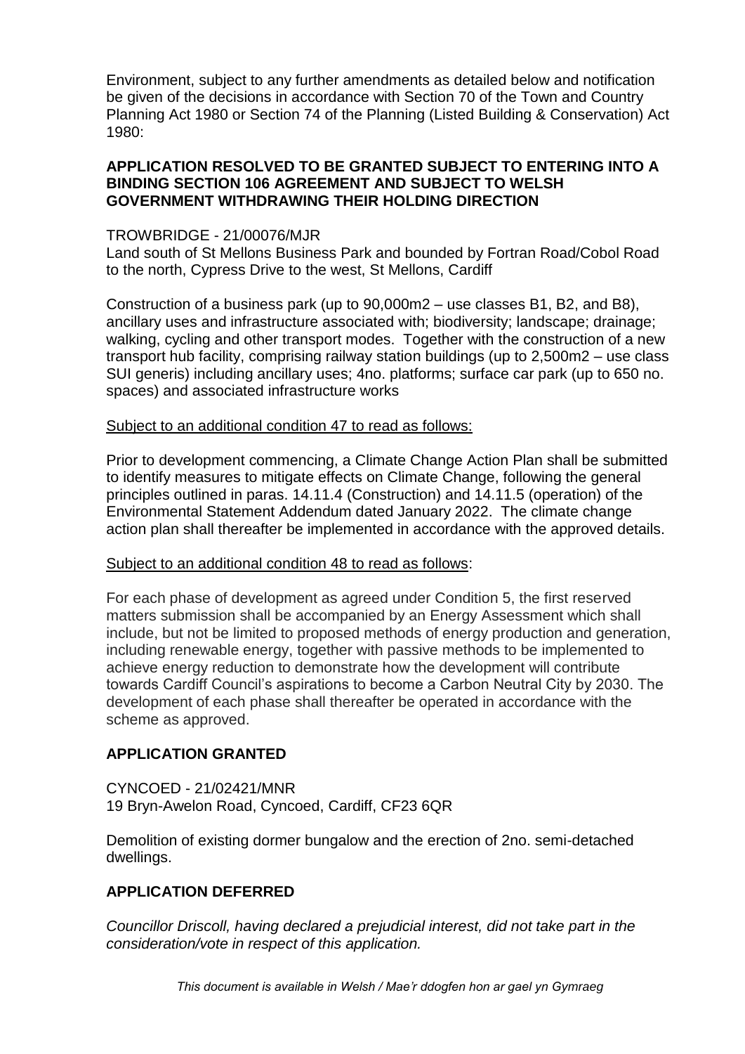Environment, subject to any further amendments as detailed below and notification be given of the decisions in accordance with Section 70 of the Town and Country Planning Act 1980 or Section 74 of the Planning (Listed Building & Conservation) Act 1980:

**APPLICATION RESOLVED TO BE GRANTED SUBJECT TO ENTERING INTO A BINDING SECTION 106 AGREEMENT AND SUBJECT TO WELSH GOVERNMENT WITHDRAWING THEIR HOLDING DIRECTION**

TROWBRIDGE - 21/00076/MJR
Land south of St Mellons Business Park and bounded by Fortran Road/Cobol Road to the north, Cypress Drive to the west, St Mellons, Cardiff

Construction of a business park (up to 90,000m2 – use classes B1, B2, and B8), ancillary uses and infrastructure associated with; biodiversity; landscape; drainage; walking, cycling and other transport modes. Together with the construction of a new transport hub facility, comprising railway station buildings (up to 2,500m2 – use class SUI generis) including ancillary uses; 4no. platforms; surface car park (up to 650 no. spaces) and associated infrastructure works

<u>Subject to an additional condition 47 to read as follows:</u>

Prior to development commencing, a Climate Change Action Plan shall be submitted to identify measures to mitigate effects on Climate Change, following the general principles outlined in paras. 14.11.4 (Construction) and 14.11.5 (operation) of the Environmental Statement Addendum dated January 2022. The climate change action plan shall thereafter be implemented in accordance with the approved details.

<u>Subject to an additional condition 48 to read as follows</u>:

For each phase of development as agreed under Condition 5, the first reserved matters submission shall be accompanied by an Energy Assessment which shall include, but not be limited to proposed methods of energy production and generation, including renewable energy, together with passive methods to be implemented to achieve energy reduction to demonstrate how the development will contribute towards Cardiff Council's aspirations to become a Carbon Neutral City by 2030. The development of each phase shall thereafter be operated in accordance with the scheme as approved.

**APPLICATION GRANTED**

CYNCOED - 21/02421/MNR
19 Bryn-Awelon Road, Cyncoed, Cardiff, CF23 6QR

Demolition of existing dormer bungalow and the erection of 2no. semi-detached dwellings.

**APPLICATION DEFERRED**

*Councillor Driscoll, having declared a prejudicial interest, did not take part in the consideration/vote in respect of this application.*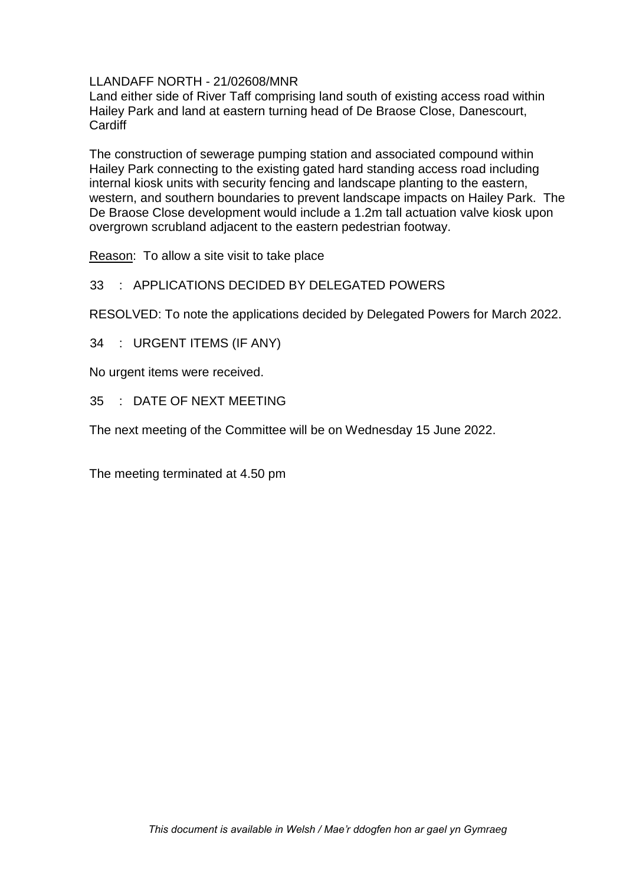LLANDAFF NORTH - 21/02608/MNR
Land either side of River Taff comprising land south of existing access road within Hailey Park and land at eastern turning head of De Braose Close, Danescourt, Cardiff

The construction of sewerage pumping station and associated compound within Hailey Park connecting to the existing gated hard standing access road including internal kiosk units with security fencing and landscape planting to the eastern, western, and southern boundaries to prevent landscape impacts on Hailey Park. The De Braose Close development would include a 1.2m tall actuation valve kiosk upon overgrown scrubland adjacent to the eastern pedestrian footway.

Reason: To allow a site visit to take place

## 33 : APPLICATIONS DECIDED BY DELEGATED POWERS

RESOLVED: To note the applications decided by Delegated Powers for March 2022.

## 34 : URGENT ITEMS (IF ANY)

No urgent items were received.

## 35 : DATE OF NEXT MEETING

The next meeting of the Committee will be on Wednesday 15 June 2022.

The meeting terminated at 4.50 pm

*This document is available in Welsh / Mae'r ddogfen hon ar gael yn Gymraeg*